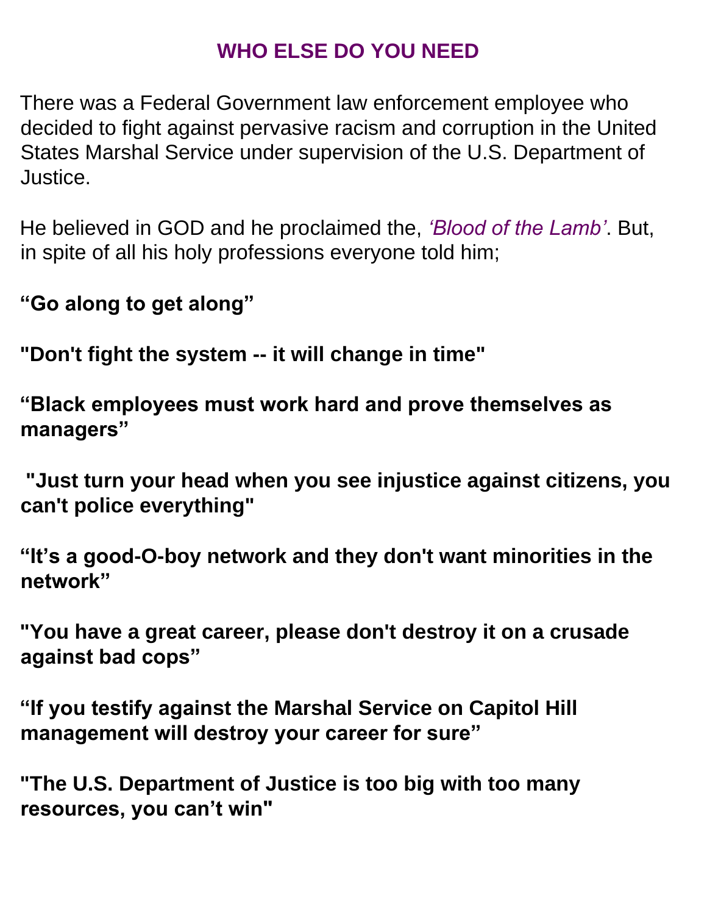# WHO ELSE DO YOU NEED

There was a Federal Government law enforcement employee who decided to fight against pervasive racism and corruption in the United States Marshal Service under supervision of the U.S. Department of Justice.

He believed in GOD and he proclaimed the, *'Blood of the Lamb'*. But, in spite of all his holy professions everyone told him;

**"Go along to get along"**

**"Don't fight the system -- it will change in time"**

**"Black employees must work hard and prove themselves as managers"**

**"Just turn your head when you see injustice against citizens, you can't police everything"**

**"It's a good-O-boy network and they don't want minorities in the network"**

**"You have a great career, please don't destroy it on a crusade against bad cops"**

**"If you testify against the Marshal Service on Capitol Hill management will destroy your career for sure"**

**"The U.S. Department of Justice is too big with too many resources, you can't win"**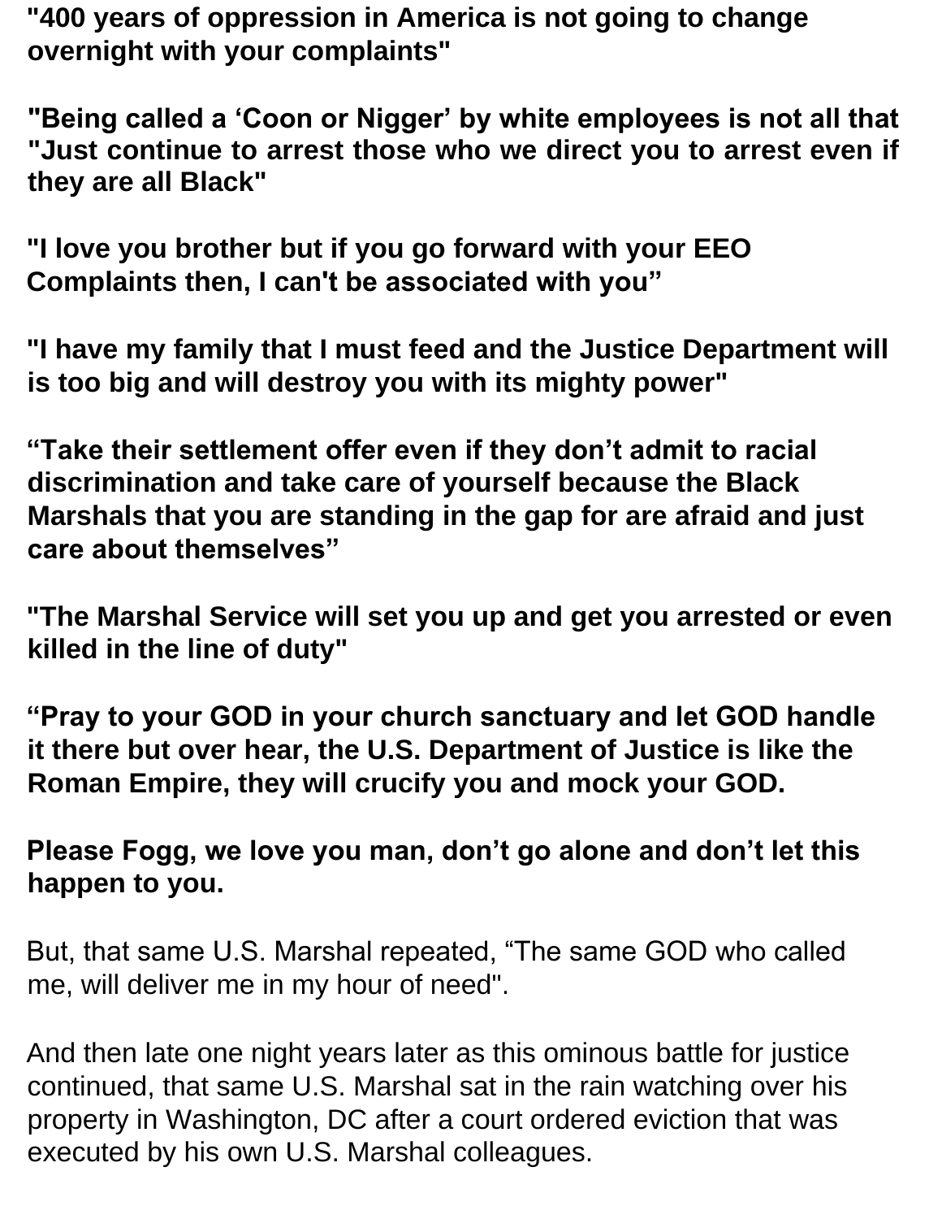**"400 years of oppression in America is not going to change overnight with your complaints"**

**"Being called a 'Coon or Nigger' by white employees is not all that "Just continue to arrest those who we direct you to arrest even if they are all Black"**

**"I love you brother but if you go forward with your EEO Complaints then, I can't be associated with you"**

**"I have my family that I must feed and the Justice Department will is too big and will destroy you with its mighty power"**

**"Take their settlement offer even if they don't admit to racial discrimination and take care of yourself because the Black Marshals that you are standing in the gap for are afraid and just care about themselves"**

**"The Marshal Service will set you up and get you arrested or even killed in the line of duty"**

**"Pray to your GOD in your church sanctuary and let GOD handle it there but over hear, the U.S. Department of Justice is like the Roman Empire, they will crucify you and mock your GOD.**

**Please Fogg, we love you man, don't go alone and don't let this happen to you.**

But, that same U.S. Marshal repeated, "The same GOD who called me, will deliver me in my hour of need".

And then late one night years later as this ominous battle for justice continued, that same U.S. Marshal sat in the rain watching over his property in Washington, DC after a court ordered eviction that was executed by his own U.S. Marshal colleagues.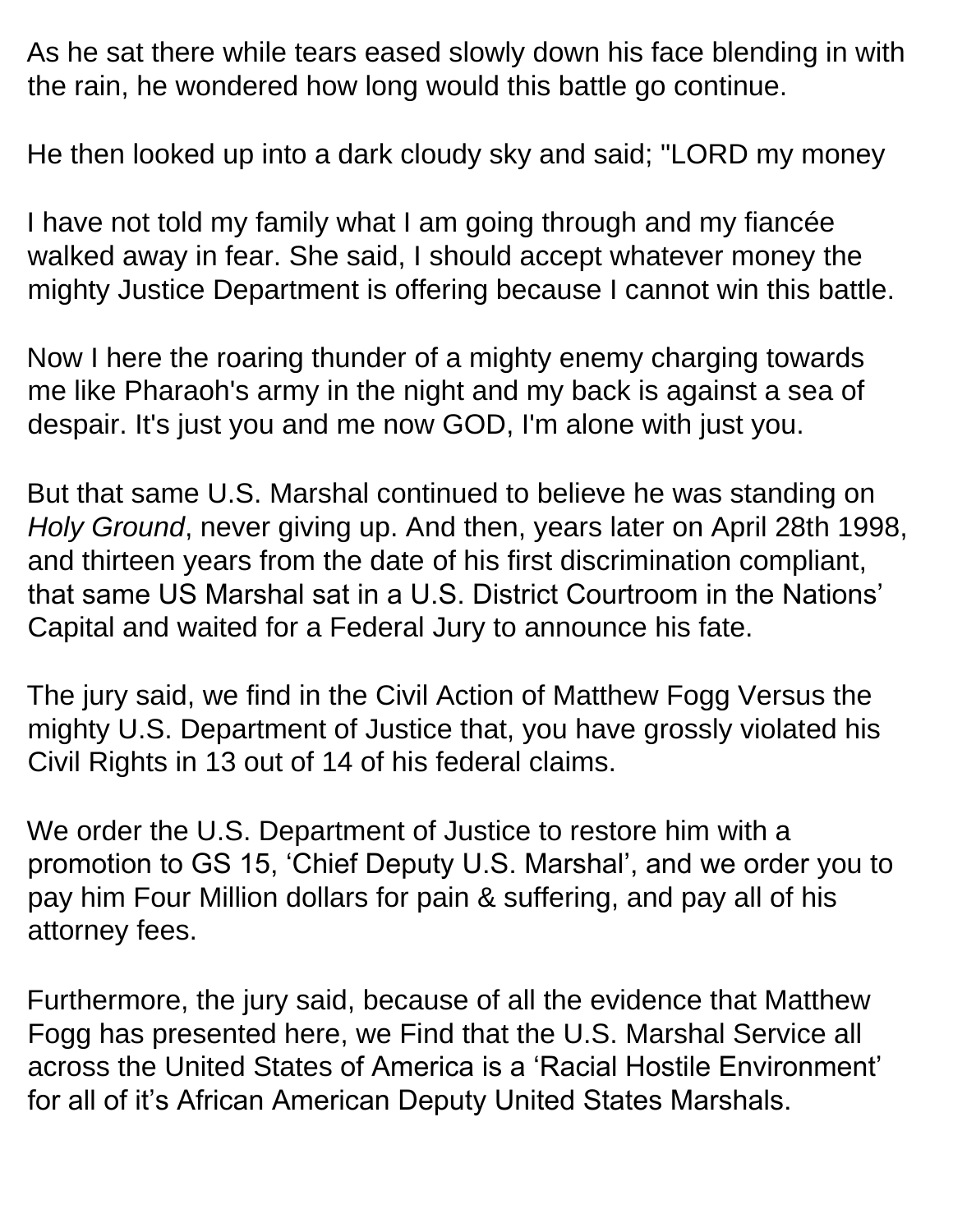As he sat there while tears eased slowly down his face blending in with the rain, he wondered how long would this battle go continue.

He then looked up into a dark cloudy sky and said; "LORD my money

I have not told my family what I am going through and my fiancée walked away in fear. She said, I should accept whatever money the mighty Justice Department is offering because I cannot win this battle.

Now I here the roaring thunder of a mighty enemy charging towards me like Pharaoh's army in the night and my back is against a sea of despair. It's just you and me now GOD, I'm alone with just you.

But that same U.S. Marshal continued to believe he was standing on *Holy Ground*, never giving up. And then, years later on April 28th 1998, and thirteen years from the date of his first discrimination compliant, that same US Marshal sat in a U.S. District Courtroom in the Nations' Capital and waited for a Federal Jury to announce his fate.

The jury said, we find in the Civil Action of Matthew Fogg Versus the mighty U.S. Department of Justice that, you have grossly violated his Civil Rights in 13 out of 14 of his federal claims.

We order the U.S. Department of Justice to restore him with a promotion to GS 15, 'Chief Deputy U.S. Marshal', and we order you to pay him Four Million dollars for pain & suffering, and pay all of his attorney fees.

Furthermore, the jury said, because of all the evidence that Matthew Fogg has presented here, we Find that the U.S. Marshal Service all across the United States of America is a 'Racial Hostile Environment' for all of it's African American Deputy United States Marshals.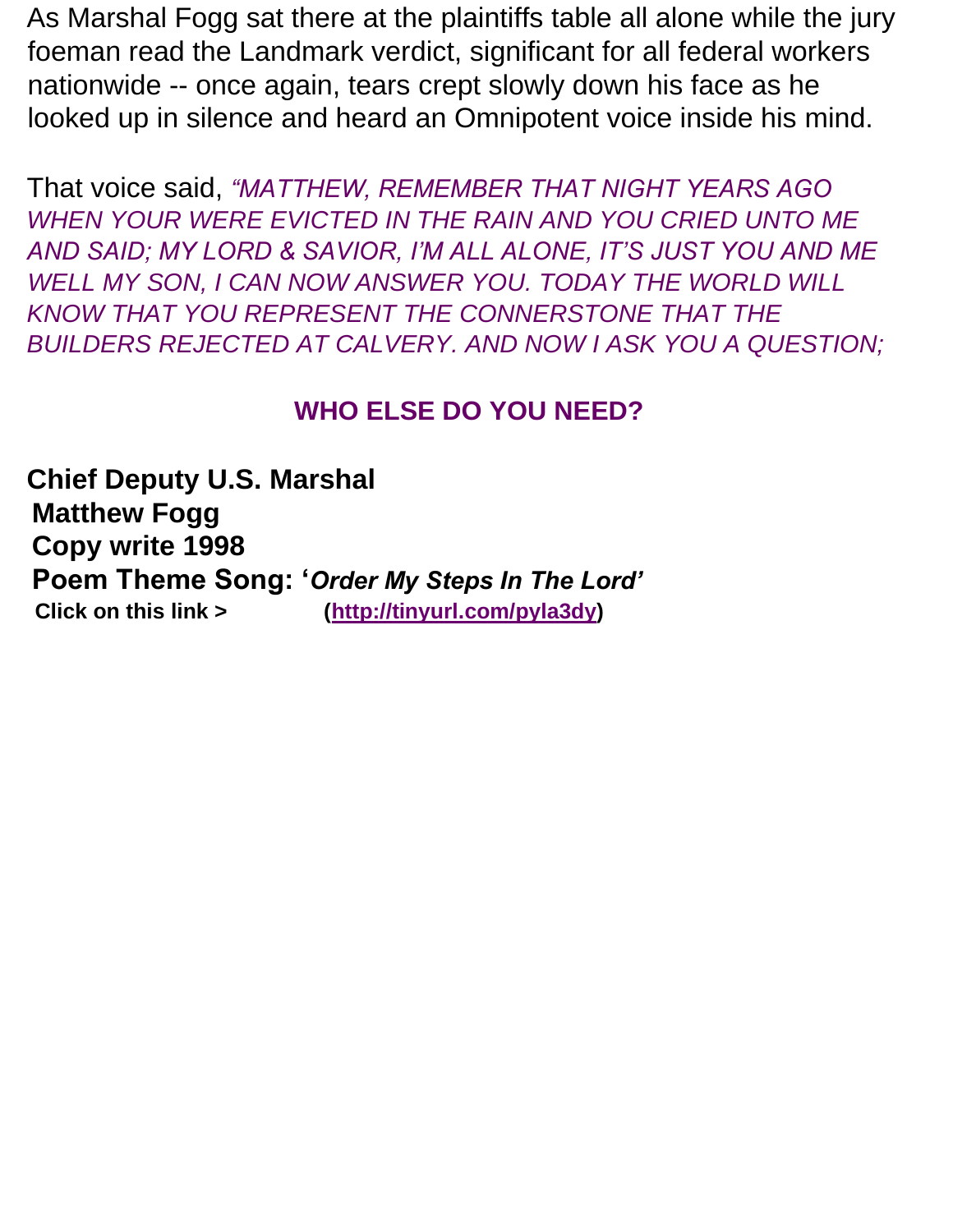As Marshal Fogg sat there at the plaintiffs table all alone while the jury foeman read the Landmark verdict, significant for all federal workers nationwide -- once again, tears crept slowly down his face as he looked up in silence and heard an Omnipotent voice inside his mind.

That voice said, *"MATTHEW, REMEMBER THAT NIGHT YEARS AGO WHEN YOUR WERE EVICTED IN THE RAIN AND YOU CRIED UNTO ME AND SAID; MY LORD & SAVIOR, I'M ALL ALONE, IT'S JUST YOU AND ME WELL MY SON, I CAN NOW ANSWER YOU. TODAY THE WORLD WILL KNOW THAT YOU REPRESENT THE CONNERSTONE THAT THE BUILDERS REJECTED AT CALVERY. AND NOW I ASK YOU A QUESTION;*

**WHO ELSE DO YOU NEED?**

**Chief Deputy U.S. Marshal**
**Matthew Fogg**
**Copy write 1998**
**Poem Theme Song: '*Order My Steps In The Lord*'**
**Click on this link > (http://tinyurl.com/pyla3dy)**